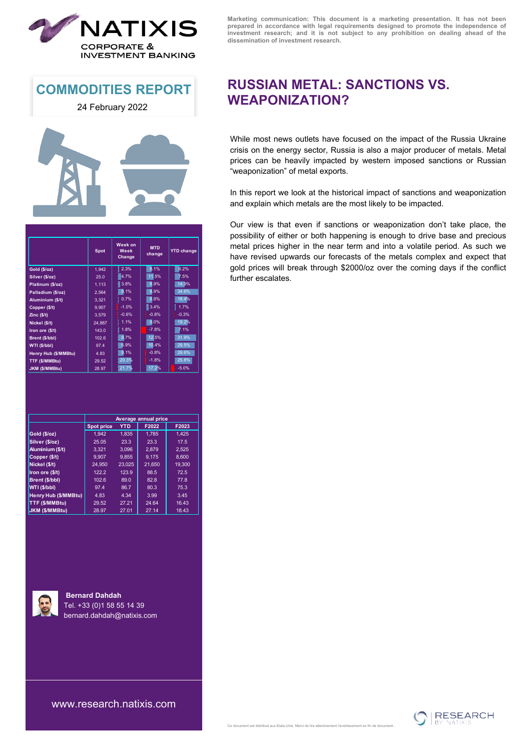Marketing communication: This document is a marketing presentation. It has not been prepared in accordance with legal requirements designed to promote the independence of investment research; and it is not subject to any prohibition on dealing ahead of the dissemination of investment research.

# COMMODITIES REPORT

24 February 2022

| | Spot | Week on Week Change | MTD change | YTD change |
|---|---|---|---|---|
| Gold ($/oz) | 1,942 | 2.3% | 8.1% | 6.2% |
| Silver ($/oz) | 25.0 | 4.7% | 11.5% | 7.5% |
| Platinum ($/oz) | 1,113 | 3.8% | 8.9% | 14.9% |
| Palladium ($/oz) | 2,564 | 9.1% | 8.9% | 34.6% |
| Aluminium ($/t) | 3,321 | 0.7% | 8.9% | 18.4% |
| Copper ($/t) | 9,907 | -1.0% | 3.4% | 1.7% |
| Zinc ($/t) | 3,579 | -0.6% | -0.8% | -0.3% |
| Nickel ($/t) | 24,887 | 1.1% | 9.0% | 19.2% |
| Iron ore ($/t) | 143.0 | 1.8% | -7.8% | 7.1% |
| Brent ($/bbl) | 102.6 | 9.7% | 12.5% | 31.9% |
| WTI ($/bbl) | 97.4 | 6.9% | 10.4% | 29.5% |
| Henry Hub ($/MMBtu) | 4.83 | 9.1% | -0.8% | 29.6% |
| TTF ($/MMBtu) | 29.52 | 20.3% | -1.8% | 25.8% |
| JKM ($/MMBtu) | 28.97 | 21.7% | 17.2% | -5.0% |

| | Average annual price | | | |
|---|---|---|---|---|
| | Spot price | YTD | F2022 | F2023 |
| Gold ($/oz) | 1,942 | 1,835 | 1,785 | 1,425 |
| Silver ($/oz) | 25.05 | 23.3 | 23.3 | 17.5 |
| Aluminium ($/t) | 3,321 | 3,096 | 2,879 | 2,525 |
| Copper ($/t) | 9,907 | 9,855 | 9,175 | 8,600 |
| Nickel ($/t) | 24,950 | 23,025 | 21,650 | 19,300 |
| Iron ore ($/t) | 122.2 | 123.9 | 88.5 | 72.5 |
| Brent ($/bbl) | 102.6 | 89.0 | 82.8 | 77.8 |
| WTI ($/bbl) | 97.4 | 86.7 | 80.3 | 75.3 |
| Henry Hub ($/MMBtu) | 4.83 | 4.34 | 3.99 | 3.45 |
| TTF ($/MMBtu) | 29.52 | 27.21 | 24.64 | 16.43 |
| JKM ($/MMBtu) | 28.97 | 27.01 | 27.14 | 18.43 |

**Bernard Dahdah**
Tel. +33 (0)1 58 55 14 39
bernard.dahdah@natixis.com

www.research.natixis.com

# RUSSIAN METAL: SANCTIONS VS. WEAPONIZATION?

While most news outlets have focused on the impact of the Russia Ukraine crisis on the energy sector, Russia is also a major producer of metals. Metal prices can be heavily impacted by western imposed sanctions or Russian "weaponization" of metal exports.

In this report we look at the historical impact of sanctions and weaponization and explain which metals are the most likely to be impacted.

Our view is that even if sanctions or weaponization don't take place, the possibility of either or both happening is enough to drive base and precious metal prices higher in the near term and into a volatile period. As such we have revised upwards our forecasts of the metals complex and expect that gold prices will break through $2000/oz over the coming days if the conflict further escalates.

Ce document est distribué aux Etats-Unis. Merci de lire attentivement l'avertissement en fin de document.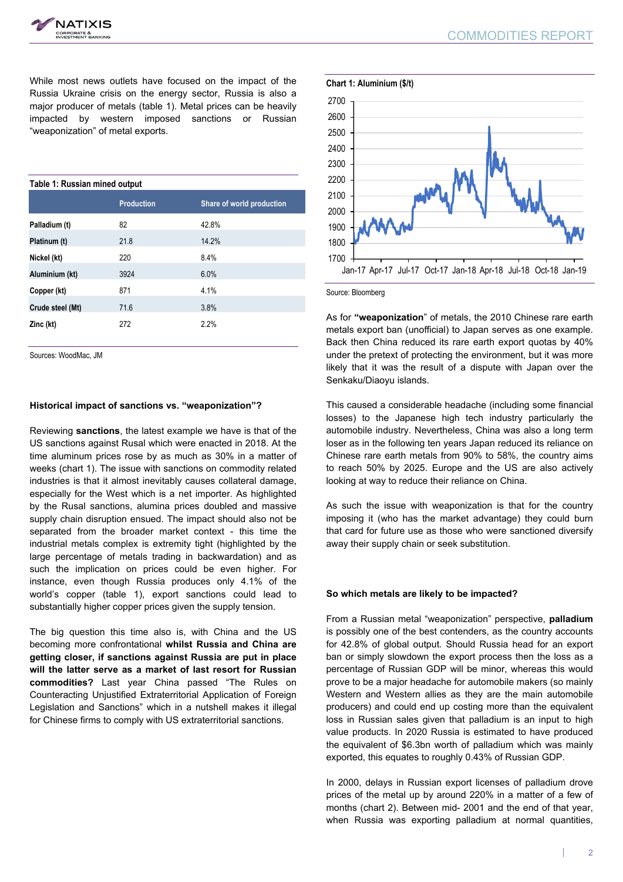While most news outlets have focused on the impact of the Russia Ukraine crisis on the energy sector, Russia is also a major producer of metals (table 1). Metal prices can be heavily impacted by western imposed sanctions or Russian "weaponization" of metal exports.

**Table 1: Russian mined output**

| | Production | Share of world production |
|---|---|---|
| **Palladium (t)** | 82 | 42.8% |
| **Platinum (t)** | 21.8 | 14.2% |
| **Nickel (kt)** | 220 | 8.4% |
| **Aluminium (kt)** | 3924 | 6.0% |
| **Copper (kt)** | 871 | 4.1% |
| **Crude steel (Mt)** | 71.6 | 3.8% |
| **Zinc (kt)** | 272 | 2.2% |

Sources: WoodMac, JM

**Historical impact of sanctions vs. "weaponization"?**

Reviewing **sanctions**, the latest example we have is that of the US sanctions against Rusal which were enacted in 2018. At the time aluminum prices rose by as much as 30% in a matter of weeks (chart 1). The issue with sanctions on commodity related industries is that it almost inevitably causes collateral damage, especially for the West which is a net importer. As highlighted by the Rusal sanctions, alumina prices doubled and massive supply chain disruption ensued. The impact should also not be separated from the broader market context - this time the industrial metals complex is extremity tight (highlighted by the large percentage of metals trading in backwardation) and as such the implication on prices could be even higher. For instance, even though Russia produces only 4.1% of the world's copper (table 1), export sanctions could lead to substantially higher copper prices given the supply tension.

The big question this time also is, with China and the US becoming more confrontational **whilst Russia and China are getting closer, if sanctions against Russia are put in place will the latter serve as a market of last resort for Russian commodities?** Last year China passed "The Rules on Counteracting Unjustified Extraterritorial Application of Foreign Legislation and Sanctions" which in a nutshell makes it illegal for Chinese firms to comply with US extraterritorial sanctions.

**Chart 1: Aluminium ($/t)**

Source: Bloomberg

As for **"weaponization"** of metals, the 2010 Chinese rare earth metals export ban (unofficial) to Japan serves as one example. Back then China reduced its rare earth export quotas by 40% under the pretext of protecting the environment, but it was more likely that it was the result of a dispute with Japan over the Senkaku/Diaoyu islands.

This caused a considerable headache (including some financial losses) to the Japanese high tech industry particularly the automobile industry. Nevertheless, China was also a long term loser as in the following ten years Japan reduced its reliance on Chinese rare earth metals from 90% to 58%, the country aims to reach 50% by 2025. Europe and the US are also actively looking at way to reduce their reliance on China.

As such the issue with weaponization is that for the country imposing it (who has the market advantage) they could burn that card for future use as those who were sanctioned diversify away their supply chain or seek substitution.

**So which metals are likely to be impacted?**

From a Russian metal "weaponization" perspective, **palladium** is possibly one of the best contenders, as the country accounts for 42.8% of global output. Should Russia head for an export ban or simply slowdown the export process then the loss as a percentage of Russian GDP will be minor, whereas this would prove to be a major headache for automobile makers (so mainly Western and Western allies as they are the main automobile producers) and could end up costing more than the equivalent loss in Russian sales given that palladium is an input to high value products. In 2020 Russia is estimated to have produced the equivalent of $6.3bn worth of palladium which was mainly exported, this equates to roughly 0.43% of Russian GDP.

In 2000, delays in Russian export licenses of palladium drove prices of the metal up by around 220% in a matter of a few of months (chart 2). Between mid- 2001 and the end of that year, when Russia was exporting palladium at normal quantities,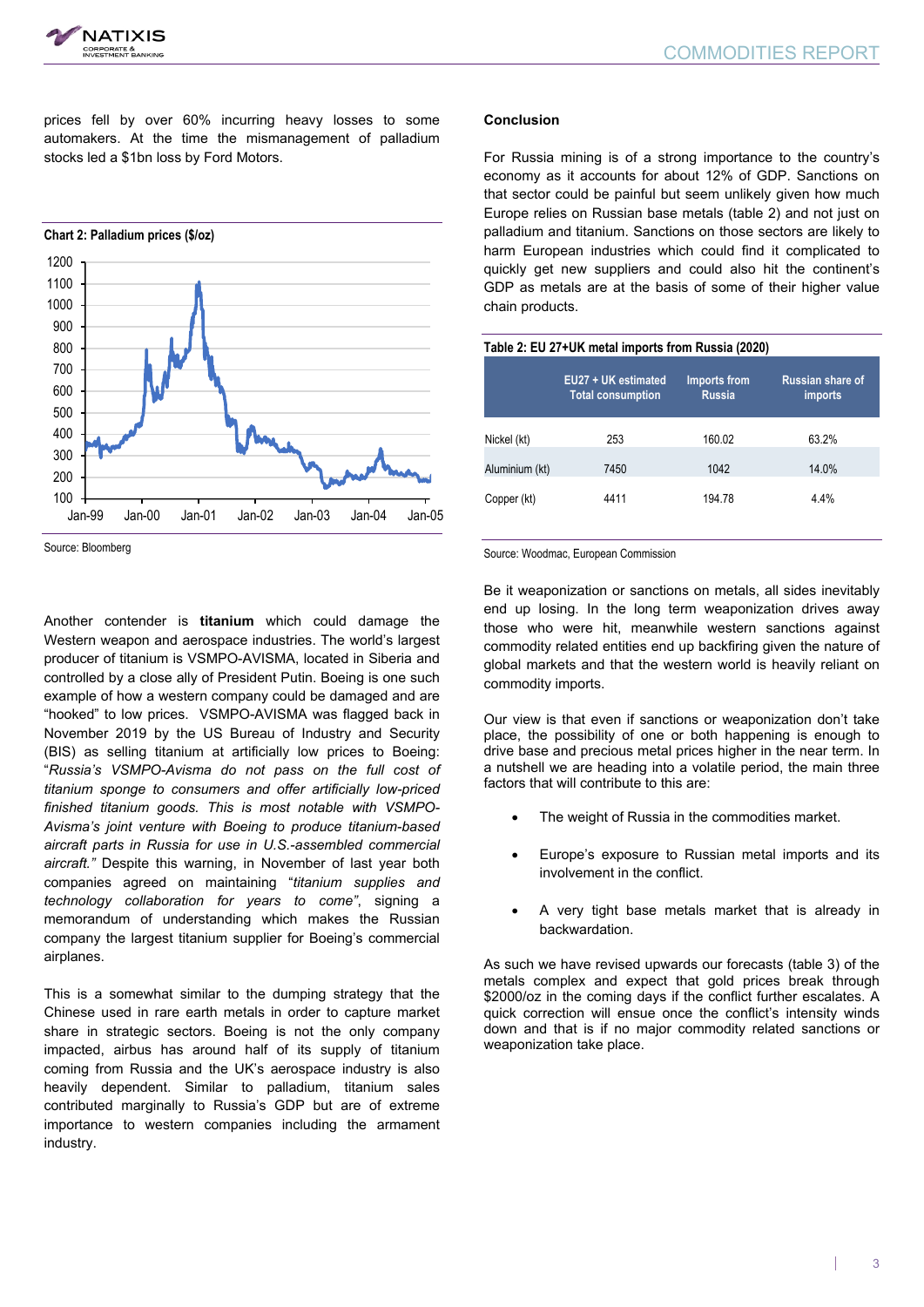prices fell by over 60% incurring heavy losses to some automakers. At the time the mismanagement of palladium stocks led a $1bn loss by Ford Motors.

**Chart 2: Palladium prices ($/oz)**

Source: Bloomberg

Another contender is **titanium** which could damage the Western weapon and aerospace industries. The world's largest producer of titanium is VSMPO-AVISMA, located in Siberia and controlled by a close ally of President Putin. Boeing is one such example of how a western company could be damaged and are "hooked" to low prices. VSMPO-AVISMA was flagged back in November 2019 by the US Bureau of Industry and Security (BIS) as selling titanium at artificially low prices to Boeing: "*Russia's VSMPO-Avisma do not pass on the full cost of titanium sponge to consumers and offer artificially low-priced finished titanium goods. This is most notable with VSMPO-Avisma's joint venture with Boeing to produce titanium-based aircraft parts in Russia for use in U.S.-assembled commercial aircraft.*" Despite this warning, in November of last year both companies agreed on maintaining "*titanium supplies and technology collaboration for years to come*", signing a memorandum of understanding which makes the Russian company the largest titanium supplier for Boeing's commercial airplanes.

This is a somewhat similar to the dumping strategy that the Chinese used in rare earth metals in order to capture market share in strategic sectors. Boeing is not the only company impacted, airbus has around half of its supply of titanium coming from Russia and the UK's aerospace industry is also heavily dependent. Similar to palladium, titanium sales contributed marginally to Russia's GDP but are of extreme importance to western companies including the armament industry.

**Conclusion**

For Russia mining is of a strong importance to the country's economy as it accounts for about 12% of GDP. Sanctions on that sector could be painful but seem unlikely given how much Europe relies on Russian base metals (table 2) and not just on palladium and titanium. Sanctions on those sectors are likely to harm European industries which could find it complicated to quickly get new suppliers and could also hit the continent's GDP as metals are at the basis of some of their higher value chain products.

**Table 2: EU 27+UK metal imports from Russia (2020)**

| | EU27 + UK estimated Total consumption | Imports from Russia | Russian share of imports |
|---|---|---|---|
| Nickel (kt) | 253 | 160.02 | 63.2% |
| Aluminium (kt) | 7450 | 1042 | 14.0% |
| Copper (kt) | 4411 | 194.78 | 4.4% |

Source: Woodmac, European Commission

Be it weaponization or sanctions on metals, all sides inevitably end up losing. In the long term weaponization drives away those who were hit, meanwhile western sanctions against commodity related entities end up backfiring given the nature of global markets and that the western world is heavily reliant on commodity imports.

Our view is that even if sanctions or weaponization don't take place, the possibility of one or both happening is enough to drive base and precious metal prices higher in the near term. In a nutshell we are heading into a volatile period, the main three factors that will contribute to this are:

- The weight of Russia in the commodities market.
- Europe's exposure to Russian metal imports and its involvement in the conflict.
- A very tight base metals market that is already in backwardation.

As such we have revised upwards our forecasts (table 3) of the metals complex and expect that gold prices break through $2000/oz in the coming days if the conflict further escalates. A quick correction will ensue once the conflict's intensity winds down and that is if no major commodity related sanctions or weaponization take place.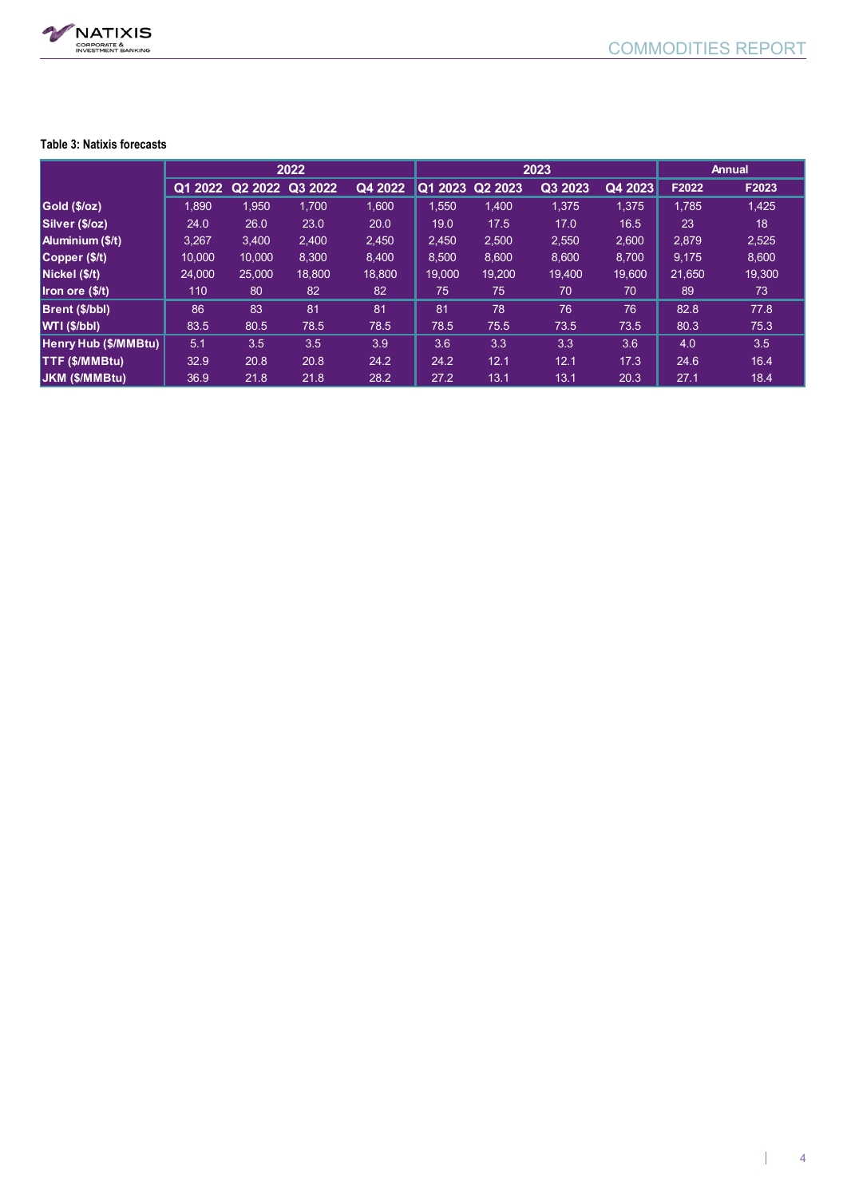**Table 3: Natixis forecasts**

| | 2022 | | | | 2023 | | | | Annual | |
|---|---|---|---|---|---|---|---|---|---|---|
| | Q1 2022 | Q2 2022 | Q3 2022 | Q4 2022 | Q1 2023 | Q2 2023 | Q3 2023 | Q4 2023 | F2022 | F2023 |
| **Gold ($/oz)** | 1,890 | 1,950 | 1,700 | 1,600 | 1,550 | 1,400 | 1,375 | 1,375 | 1,785 | 1,425 |
| **Silver ($/oz)** | 24.0 | 26.0 | 23.0 | 20.0 | 19.0 | 17.5 | 17.0 | 16.5 | 23 | 18 |
| **Aluminium ($/t)** | 3,267 | 3,400 | 2,400 | 2,450 | 2,450 | 2,500 | 2,550 | 2,600 | 2,879 | 2,525 |
| **Copper ($/t)** | 10,000 | 10,000 | 8,300 | 8,400 | 8,500 | 8,600 | 8,600 | 8,700 | 9,175 | 8,600 |
| **Nickel ($/t)** | 24,000 | 25,000 | 18,800 | 18,800 | 19,000 | 19,200 | 19,400 | 19,600 | 21,650 | 19,300 |
| **Iron ore ($/t)** | 110 | 80 | 82 | 82 | 75 | 75 | 70 | 70 | 89 | 73 |
| **Brent ($/bbl)** | 86 | 83 | 81 | 81 | 81 | 78 | 76 | 76 | 82.8 | 77.8 |
| **WTI ($/bbl)** | 83.5 | 80.5 | 78.5 | 78.5 | 78.5 | 75.5 | 73.5 | 73.5 | 80.3 | 75.3 |
| **Henry Hub ($/MMBtu)** | 5.1 | 3.5 | 3.5 | 3.9 | 3.6 | 3.3 | 3.3 | 3.6 | 4.0 | 3.5 |
| **TTF ($/MMBtu)** | 32.9 | 20.8 | 20.8 | 24.2 | 24.2 | 12.1 | 12.1 | 17.3 | 24.6 | 16.4 |
| **JKM ($/MMBtu)** | 36.9 | 21.8 | 21.8 | 28.2 | 27.2 | 13.1 | 13.1 | 20.3 | 27.1 | 18.4 |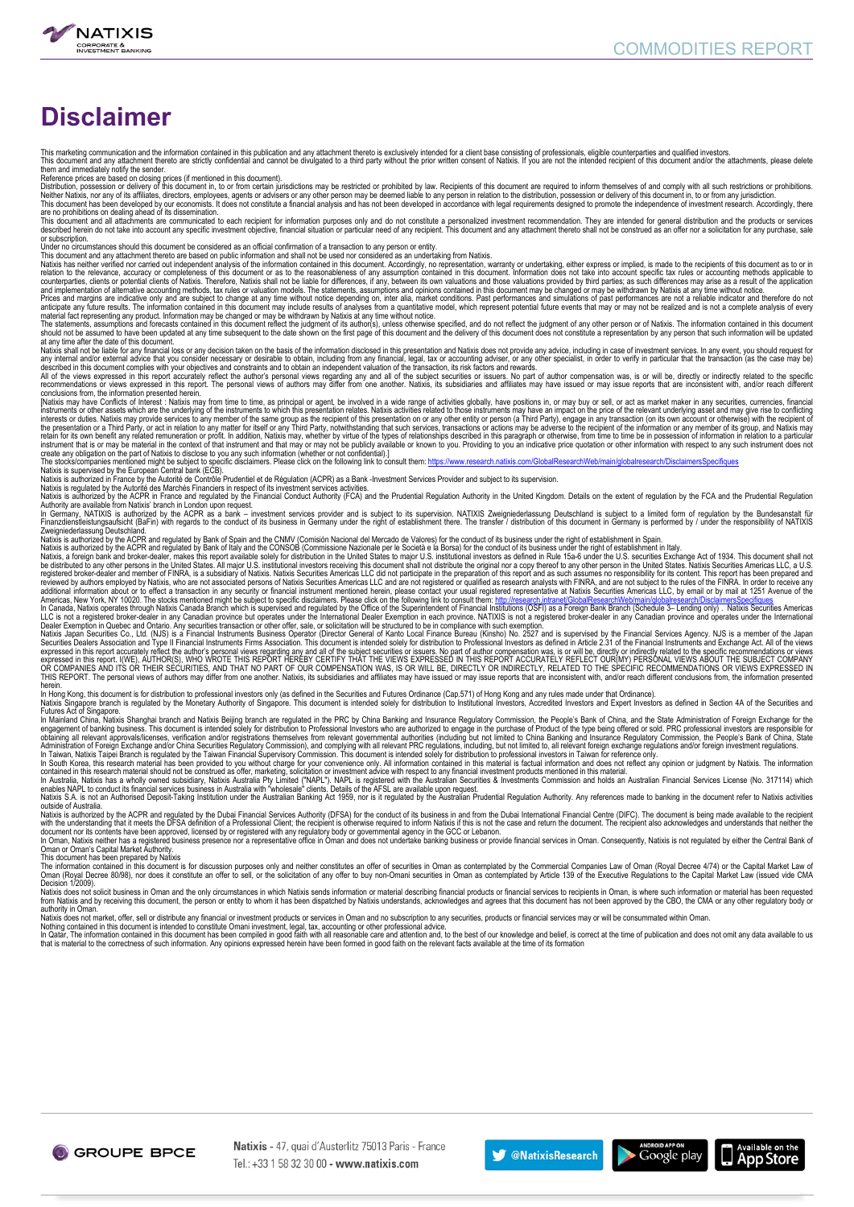# Disclaimer

This marketing communication and the information contained in this publication and any attachment thereto is exclusively intended for a client base consisting of professionals, eligible counterparties and qualified investors.
This document and any attachment thereto are strictly confidential and cannot be divulgated to a third party without the prior written consent of Natixis. If you are not the intended recipient of this document and/or the attachments, please delete them and immediately notify the sender.
Reference prices are based on closing prices (if mentioned in this document).
Distribution, possession or delivery of this document in, to or from certain jurisdictions may be restricted or prohibited by law. Recipients of this document are required to inform themselves of and comply with all such restrictions or prohibitions.
Neither Natixis, nor any of its affiliates, directors, employees, agents or advisers or any other person may be deemed liable to any person in relation to the distribution, possession or delivery of this document in, to or from any jurisdiction.
This document has been developed by our economists. It does not constitute a financial analysis and has not been developed in accordance with legal requirements designed to promote the independence of investment research. Accordingly, there are no prohibitions on dealing ahead of its dissemination.
This document and all attachments are communicated to each recipient for information purposes only and do not constitute a personalized investment recommendation. They are intended for general distribution and the products or services described herein do not take into account any specific investment objective, financial situation or particular need of any recipient. This document and any attachment thereto shall not be construed as an offer nor a solicitation for any purchase, sale or subscription.
Under no circumstances should this document be considered as an official confirmation of a transaction to any person or entity.
This document and any attachment thereto are based on public information and shall not be used nor considered as an undertaking from Natixis.
Natixis has neither verified nor carried out independent analysis of the information contained in this document. Accordingly, no representation, warranty or undertaking, either express or implied, is made to the recipients of this document as to or in relation to the relevance, accuracy or completeness of this document or as to the reasonableness of any assumption contained in this document. Information does not take into account specific tax rules or accounting methods applicable to counterparties, clients or potential clients of Natixis. Therefore, Natixis shall not be liable for differences, if any, between its own valuations and those valuations provided by third parties; as such differences may arise as a result of the application and implementation of alternative accounting methods, tax rules or valuation models. The statements, assumptions and opinions contained in this document may be changed or may be withdrawn by Natixis at any time without notice.
Prices and margins are indicative only and are subject to change at any time without notice depending on, inter alia, market conditions. Past performances and simulations of past performances are not a reliable indicator and therefore do not anticipate any future results. The information contained in this document may include results of analyses from a quantitative model, which represent potential future events that may or may not be realized and is not a complete analysis of every material fact representing any product. Information may be changed or may be withdrawn by Natixis at any time without notice.
The statements, assumptions and forecasts contained in this document reflect the judgment of its author(s), unless otherwise specified, and do not reflect the judgment of any other person or of Natixis. The information contained in this document should not be assumed to have been updated at any time subsequent to the date shown on the first page of this document and the delivery of this document does not constitute a representation by any person that such information will be updated at any time after the date of this document.
Natixis shall not be liable for any financial loss or any decision taken on the basis of the information disclosed in this presentation and Natixis does not provide any advice, including in case of investment services. In any event, you should request for any internal and/or external advice that you consider necessary or desirable to obtain, including from any financial, legal, tax or accounting adviser, or any other specialist, in order to verify in particular that the transaction (as the case may be) described in this document complies with your objectives and constraints and to obtain an independent valuation of the transaction, its risk factors and rewards.
All of the views expressed in this report accurately reflect the author's personal views regarding any and all of the subject securities or issuers. No part of author compensation was, is or will be, directly or indirectly related to the specific recommendations or views expressed in this report. The personal views of authors may differ from one another. Natixis, its subsidiaries and affiliates may have issued or may issue reports that are inconsistent with, and/or reach different conclusions from, the information presented herein.
[Natixis may have Conflicts of Interest : Natixis may from time to time, as principal or agent, be involved in a wide range of activities globally, have positions in, or may buy or sell, or act as market maker in any securities, currencies, financial instruments or other assets which are the underlying of the instruments to which this presentation relates. Natixis activities related to those instruments may have an impact on the price of the relevant underlying asset and may give rise to conflicting interests or duties. Natixis may provide services to any member of the same group as the recipient of this presentation or any other entity or person (a Third Party), engage in any transaction (on its own account or otherwise) with the recipient of the presentation or a Third Party, or act in relation to any matter for itself or any Third Party, notwithstanding that such services, transactions or actions may be adverse to the recipient of the information or any member of its group, and Natixis may retain for its own benefit any related remuneration or profit. In addition, Natixis may, whether by virtue of the types of relationships described in this paragraph or otherwise, from time to time be in possession of information in relation to a particular instrument that is or may be material in the context of that instrument and that may or may not be publicly available or known to you. Providing to you an indicative price quotation or other information with respect to any such instrument does not create any obligation on the part of Natixis to disclose to you any such information (whether or not confidential).]
The stocks/companies mentioned might be subject to specific disclaimers. Please click on the following link to consult them: https://www.research.natixis.com/GlobalResearchWeb/main/globalresearch/DisclaimersSpecifiques
Natixis is supervised by the European Central bank (ECB).
Natixis is authorized in France by the Autorité de Contrôle Prudentiel et de Régulation (ACPR) as a Bank -Investment Services Provider and subject to its supervision.
Natixis is regulated by the Autorité des Marchés Financiers in respect of its investment services activities.
Natixis is authorized by the ACPR in France and regulated by the Financial Conduct Authority (FCA) and the Prudential Regulation Authority in the United Kingdom. Details on the extent of regulation by the FCA and the Prudential Regulation Authority are available from Natixis' branch in London upon request.
In Germany, NATIXIS is authorized by the ACPR as a bank – investment services provider and is subject to its supervision. NATIXIS Zweigniederlassung Deutschland is subject to a limited form of regulation by the Bundesanstalt für Finanzdienstleistungsaufsicht (BaFin) with regards to the conduct of its business in Germany under the right of establishment there. The transfer / distribution of this document in Germany is performed by / under the responsibility of NATIXIS Zweigniederlassung Deutschland.
Natixis is authorized by the ACPR and regulated by Bank of Spain and the CNMV (Comisión Nacional del Mercado de Valores) for the conduct of its business under the right of establishment in Spain.
Natixis is authorized by the ACPR and regulated by Bank of Italy and the CONSOB (Commissione Nazionale per le Società e la Borsa) for the conduct of its business under the right of establishment in Italy.
Natixis, a foreign bank and broker-dealer, makes this report available solely for distribution in the United States to major U.S. institutional investors as defined in Rule 15a-6 under the U.S. securities Exchange Act of 1934. This document shall not be distributed to any other persons in the United States. All major U.S. institutional investors receiving this document shall not distribute the original nor a copy thereof to any other person in the United States. Natixis Securities Americas LLC, a U.S. registered broker-dealer and member of FINRA, is a subsidiary of Natixis. Natixis Securities Americas LLC did not participate in the preparation of this report and as such assumes no responsibility for its content. This report has been prepared and reviewed by authors employed by Natixis, who are not associated persons of Natixis Securities Americas LLC and are not registered or qualified as research analysts with FINRA, and are not subject to the rules of the FINRA. In order to receive any additional information about or to effect a transaction in any security or financial instrument mentioned herein, please contact your usual registered representative at Natixis Securities Americas LLC, or by mail at 1251 Avenue of the Americas, New York, NY 10020. The stocks mentioned might be subject to specific disclaimers. Please click on the following link to consult them: http://research.intranet/GlobalResearchWeb/main/globalresearch/DisclaimersSpecifiques
In Canada, Natixis operates through Natixis Canada Branch which is supervised and regulated by the Office of the Superintendent of Financial Institutions (OSFI) as a Foreign Bank Branch (Schedule 3– Lending only) . Natixis Securities Americas LLC is not a registered broker-dealer in any Canadian province but operates under the International Dealer Exemption in each province. NATIXIS is not a registered broker-dealer in any Canadian province and operates under the International Dealer Exemption in Quebec and Ontario. Any securities transaction or other offer, sale, or solicitation will be structured to be in compliance with such exemption.
Natixis Japan Securities Co., Ltd. (NJS) is a Financial Instruments Business Operator (Director General of Kanto Local Finance Bureau (Kinsho) No. 2527 and is supervised by the Financial Services Agency. NJS is a member of the Japan Securities Dealers Association and Type II Financial Instruments Firms Association. This document is intended solely for distribution to Professional Investors as defined in Article 2.31 of the Financial Instruments and Exchange Act. All of the views expressed in this report accurately reflect the author's personal views regarding any and all of the subject securities or issuers. No part of author compensation was, is or will be, directly or indirectly related to the specific recommendations or views expressed in this report. I(WE), AUTHOR(S), WHO WROTE THIS REPORT HEREBY CERTIFY THAT THE VIEWS EXPRESSED IN THIS REPORT ACCURATELY REFLECT OUR(MY) PERSONAL VIEWS ABOUT THE SUBJECT COMPANY OR COMPANIES AND ITS OR THEIR SECURITIES, AND THAT NO PART OF OUR COMPENSATION WAS, IS OR WILL BE, DIRECTLY OR INDIRECTLY, RELATED TO THE SPECIFIC RECOMMENDATIONS OR VIEWS EXPRESSED IN THIS REPORT. The personal views of authors may differ from one another. Natixis, its subsidiaries and affiliates may have issued or may issue reports that are inconsistent with, and/or reach different conclusions from, the information presented herein.
In Hong Kong, this document is for distribution to professional investors only (as defined in the Securities and Futures Ordinance (Cap.571) of Hong Kong and any rules made under that Ordinance).
Natixis Singapore branch is regulated by the Monetary Authority of Singapore. This document is intended solely for distribution to Institutional Investors, Accredited Investors and Expert Investors as defined in Section 4A of the Securities and Futures Act of Singapore.
In Mainland China, Natixis Shanghai branch and Natixis Beijing branch are regulated in the PRC by China Banking and Insurance Regulatory Commission, the People's Bank of China, and the State Administration of Foreign Exchange for the engagement of banking business. This document is intended solely for distribution to Professional Investors who are authorized to engage in the purchase of Product of the type being offered or sold. PRC professional investors are responsible for obtaining all relevant approvals/licenses, verification and/or registrations themselves from relevant governmental authorities (including but not limited to China Banking and Insurance Regulatory Commission, the People's Bank of China, State Administration of Foreign Exchange and/or China Securities Regulatory Commission), and complying with all relevant PRC regulations, including, but not limited to, all relevant foreign exchange regulations and/or foreign investment regulations.
In Taiwan, Natixis Taipei Branch is regulated by the Taiwan Financial Supervisory Commission. This document is intended solely for distribution to professional investors in Taiwan for reference only.
In South Korea, this research material has been provided to you without charge for your convenience only. All information contained in this material is factual information and does not reflect any opinion or judgment by Natixis. The information contained in this research material should not be construed as offer, marketing, solicitation or investment advice with respect to any financial investment products mentioned in this material.
In Australia, Natixis has a wholly owned subsidiary, Natixis Australia Pty Limited ("NAPL"). NAPL is registered with the Australian Securities & Investments Commission and holds an Australian Financial Services License (No. 317114) which enables NAPL to conduct its financial services business in Australia with "wholesale" clients. Details of the AFSL are available upon request.
Natixis S.A. is not an Authorised Deposit-Taking Institution under the Australian Banking Act 1959, nor is it regulated by the Australian Prudential Regulation Authority. Any references made to banking in the document refer to Natixis activities outside of Australia.
Natixis is authorized by the ACPR and regulated by the Dubai Financial Services Authority (DFSA) for the conduct of its business in and from the Dubai International Financial Centre (DIFC). The document is being made available to the recipient with the understanding that it meets the DFSA definition of a Professional Client; the recipient is otherwise required to inform Natixis if this is not the case and return the document. The recipient also acknowledges and understands that neither the document nor its contents have been approved, licensed by or registered with any regulatory body or governmental agency in the GCC or Lebanon.
In Oman, Natixis neither has a registered business presence nor a representative office in Oman and does not undertake banking business or provide financial services in Oman. Consequently, Natixis is not regulated by either the Central Bank of Oman or Oman's Capital Market Authority.
This document has been prepared by Natixis
The information contained in this document is for discussion purposes only and neither constitutes an offer of securities in Oman as contemplated by the Commercial Companies Law of Oman (Royal Decree 4/74) or the Capital Market Law of Oman (Royal Decree 80/98), nor does it constitute an offer to sell, or the solicitation of any offer to buy non-Omani securities in Oman as contemplated by Article 139 of the Executive Regulations to the Capital Market Law (issued vide CMA Decision 1/2009).
Natixis does not solicit business in Oman and the only circumstances in which Natixis sends information or material describing financial products or financial services to recipients in Oman, is where such information or material has been requested from Natixis and by receiving this document, the person or entity to whom it has been dispatched by Natixis understands, acknowledges and agrees that this document has not been approved by the CBO, the CMA or any other regulatory body or authority in Oman.
Natixis does not market, offer, sell or distribute any financial or investment products or services in Oman and no subscription to any securities, products or financial services may or will be consummated within Oman.
Nothing contained in this document is intended to constitute Omani investment, legal, tax, accounting or other professional advice.
In Qatar, The information contained in this document has been compiled in good faith with all reasonable care and attention and, to the best of our knowledge and belief, is correct at the time of publication and does not omit any data available to us that is material to the correctness of such information. Any opinions expressed herein have been formed in good faith on the relevant facts available at the time of its formation

GROUPE BPCE

**Natixis** - 47, quai d'Austerlitz 75013 Paris - France
Tel.: +33 1 58 32 30 00 - **www.natixis.com**

@NatixisResearch